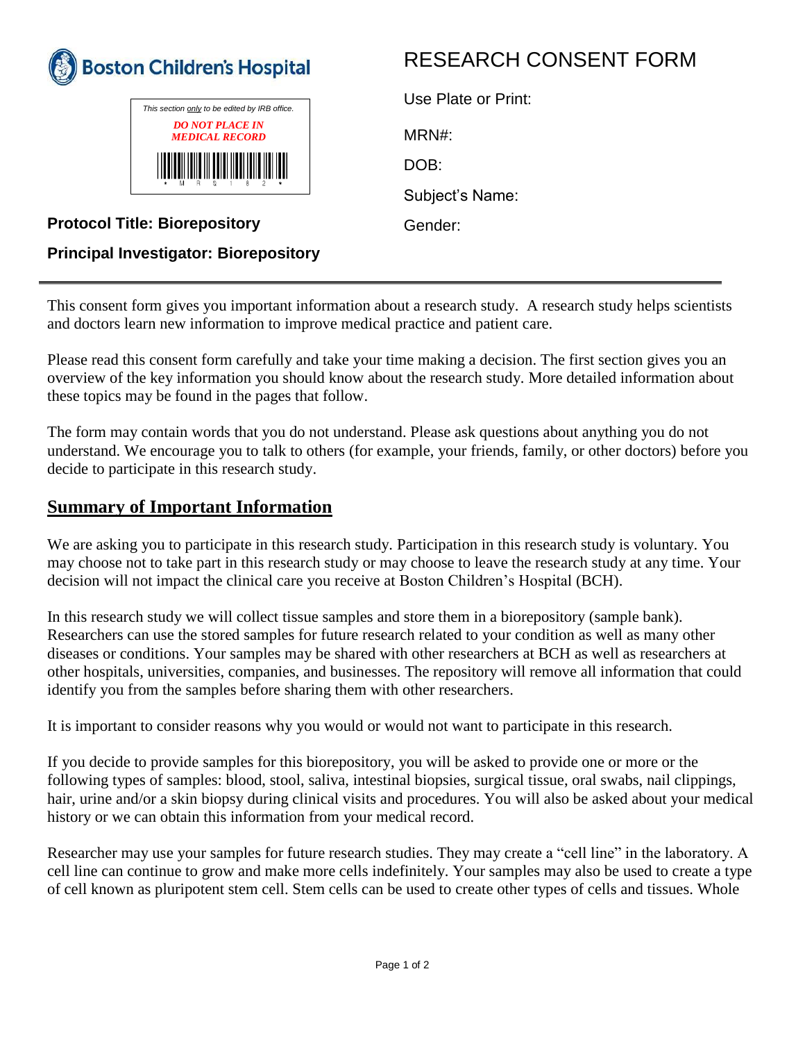**Boston Children's Hospital**

*This section only to be edited by IRB office.*

***DO NOT PLACE IN MEDICAL RECORD***

# RESEARCH CONSENT FORM

Use Plate or Print:

MRN#:

DOB:

Subject's Name:

Gender:

**Protocol Title: Biorepository**

**Principal Investigator: Biorepository**

---

This consent form gives you important information about a research study. A research study helps scientists and doctors learn new information to improve medical practice and patient care.

Please read this consent form carefully and take your time making a decision. The first section gives you an overview of the key information you should know about the research study. More detailed information about these topics may be found in the pages that follow.

The form may contain words that you do not understand. Please ask questions about anything you do not understand. We encourage you to talk to others (for example, your friends, family, or other doctors) before you decide to participate in this research study.

## Summary of Important Information

We are asking you to participate in this research study. Participation in this research study is voluntary. You may choose not to take part in this research study or may choose to leave the research study at any time. Your decision will not impact the clinical care you receive at Boston Children's Hospital (BCH).

In this research study we will collect tissue samples and store them in a biorepository (sample bank). Researchers can use the stored samples for future research related to your condition as well as many other diseases or conditions. Your samples may be shared with other researchers at BCH as well as researchers at other hospitals, universities, companies, and businesses. The repository will remove all information that could identify you from the samples before sharing them with other researchers.

It is important to consider reasons why you would or would not want to participate in this research.

If you decide to provide samples for this biorepository, you will be asked to provide one or more or the following types of samples: blood, stool, saliva, intestinal biopsies, surgical tissue, oral swabs, nail clippings, hair, urine and/or a skin biopsy during clinical visits and procedures. You will also be asked about your medical history or we can obtain this information from your medical record.

Researcher may use your samples for future research studies. They may create a "cell line" in the laboratory. A cell line can continue to grow and make more cells indefinitely. Your samples may also be used to create a type of cell known as pluripotent stem cell. Stem cells can be used to create other types of cells and tissues. Whole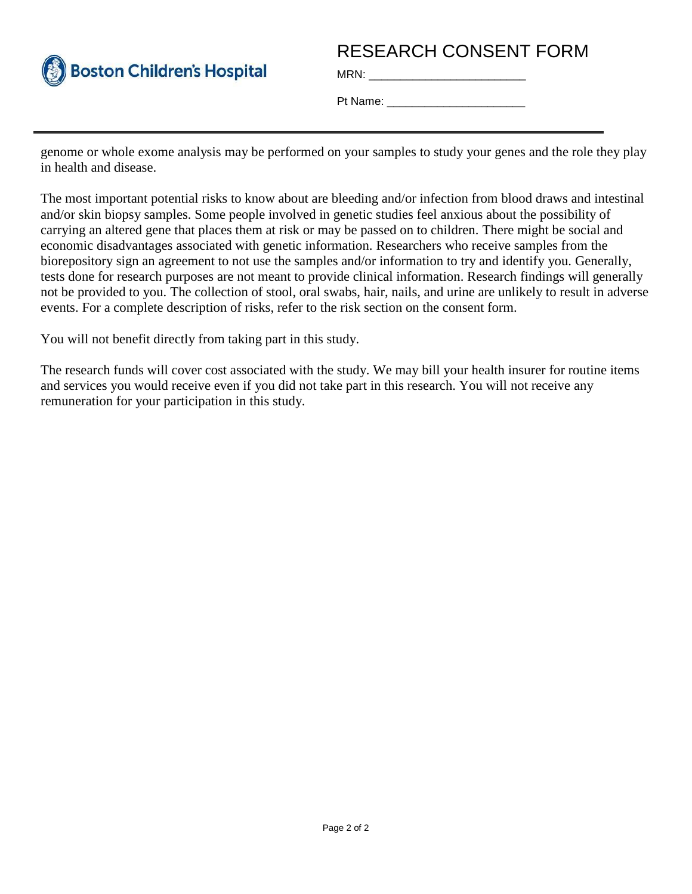genome or whole exome analysis may be performed on your samples to study your genes and the role they play in health and disease.

The most important potential risks to know about are bleeding and/or infection from blood draws and intestinal and/or skin biopsy samples. Some people involved in genetic studies feel anxious about the possibility of carrying an altered gene that places them at risk or may be passed on to children. There might be social and economic disadvantages associated with genetic information. Researchers who receive samples from the biorepository sign an agreement to not use the samples and/or information to try and identify you. Generally, tests done for research purposes are not meant to provide clinical information. Research findings will generally not be provided to you. The collection of stool, oral swabs, hair, nails, and urine are unlikely to result in adverse events. For a complete description of risks, refer to the risk section on the consent form.

You will not benefit directly from taking part in this study.

The research funds will cover cost associated with the study. We may bill your health insurer for routine items and services you would receive even if you did not take part in this research. You will not receive any remuneration for your participation in this study.